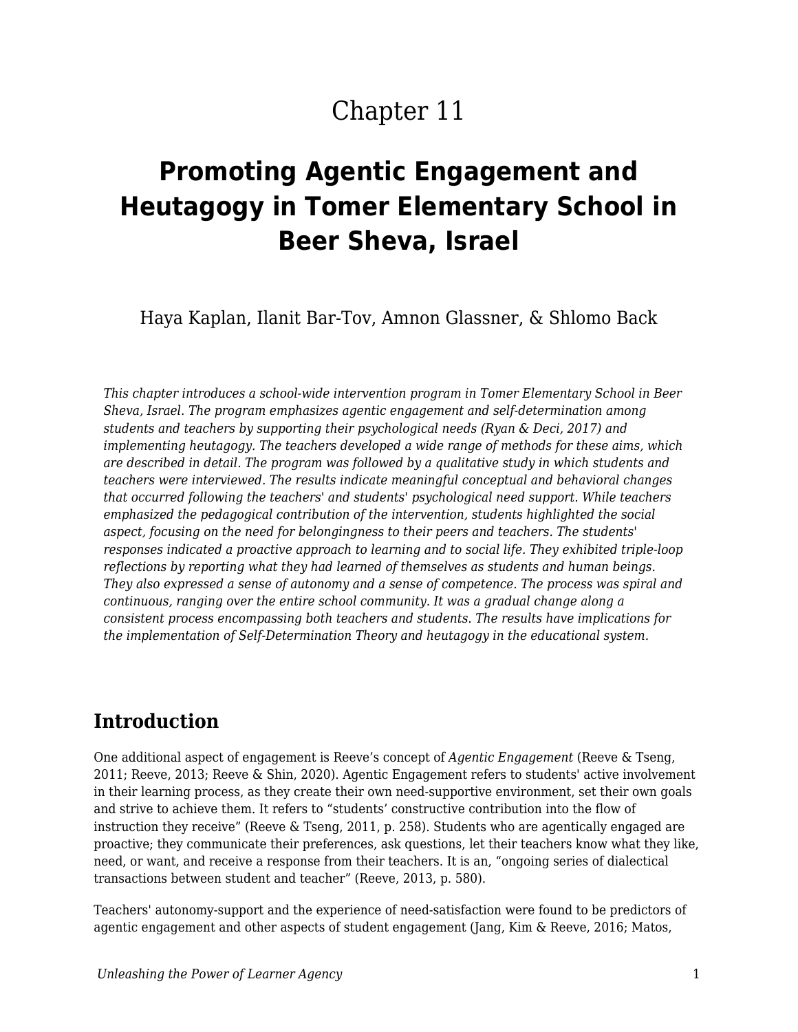# Chapter 11

# Promoting Agentic Engagement and Heutagogy in Tomer Elementary School in Beer Sheva, Israel

Haya Kaplan, Ilanit Bar-Tov, Amnon Glassner, & Shlomo Back

*This chapter introduces a school-wide intervention program in Tomer Elementary School in Beer Sheva, Israel. The program emphasizes agentic engagement and self-determination among students and teachers by supporting their psychological needs (Ryan & Deci, 2017) and implementing heutagogy. The teachers developed a wide range of methods for these aims, which are described in detail. The program was followed by a qualitative study in which students and teachers were interviewed. The results indicate meaningful conceptual and behavioral changes that occurred following the teachers' and students' psychological need support. While teachers emphasized the pedagogical contribution of the intervention, students highlighted the social aspect, focusing on the need for belongingness to their peers and teachers. The students' responses indicated a proactive approach to learning and to social life. They exhibited triple-loop reflections by reporting what they had learned of themselves as students and human beings. They also expressed a sense of autonomy and a sense of competence. The process was spiral and continuous, ranging over the entire school community. It was a gradual change along a consistent process encompassing both teachers and students. The results have implications for the implementation of Self-Determination Theory and heutagogy in the educational system.*

## Introduction

One additional aspect of engagement is Reeve's concept of *Agentic Engagement* (Reeve & Tseng, 2011; Reeve, 2013; Reeve & Shin, 2020). Agentic Engagement refers to students' active involvement in their learning process, as they create their own need-supportive environment, set their own goals and strive to achieve them. It refers to "students' constructive contribution into the flow of instruction they receive" (Reeve & Tseng, 2011, p. 258). Students who are agentically engaged are proactive; they communicate their preferences, ask questions, let their teachers know what they like, need, or want, and receive a response from their teachers. It is an, "ongoing series of dialectical transactions between student and teacher" (Reeve, 2013, p. 580).

Teachers' autonomy-support and the experience of need-satisfaction were found to be predictors of agentic engagement and other aspects of student engagement (Jang, Kim & Reeve, 2016; Matos,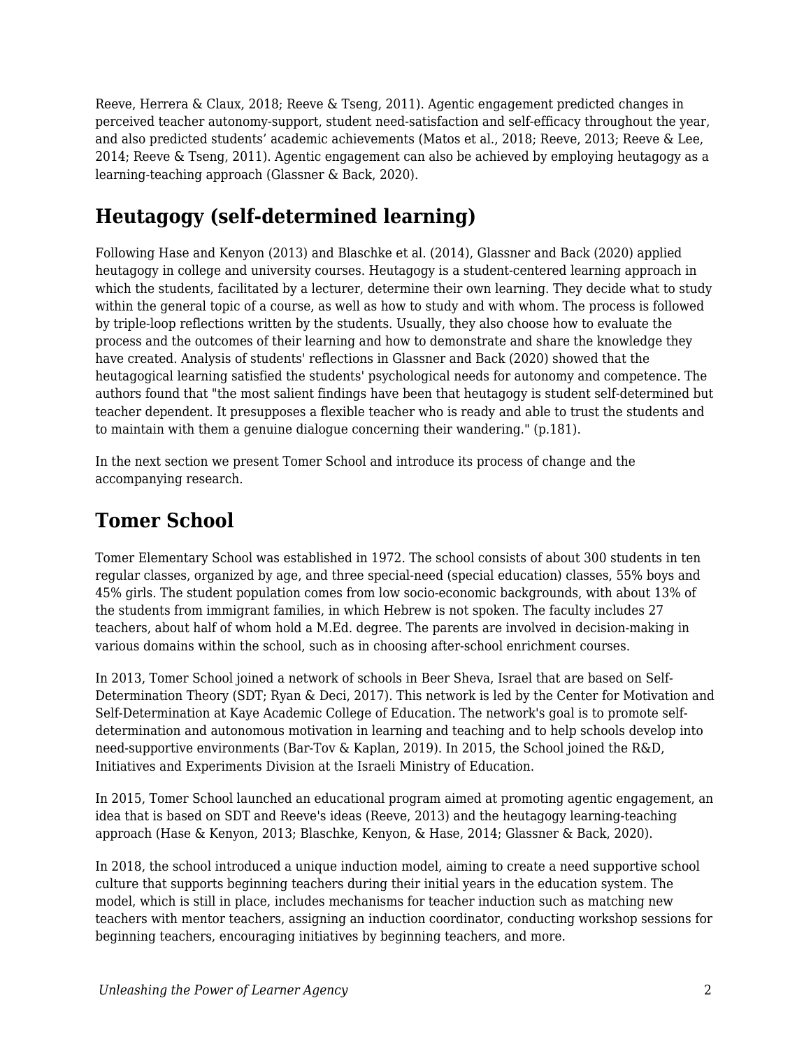Reeve, Herrera & Claux, 2018; Reeve & Tseng, 2011). Agentic engagement predicted changes in perceived teacher autonomy-support, student need-satisfaction and self-efficacy throughout the year, and also predicted students' academic achievements (Matos et al., 2018; Reeve, 2013; Reeve & Lee, 2014; Reeve & Tseng, 2011). Agentic engagement can also be achieved by employing heutagogy as a learning-teaching approach (Glassner & Back, 2020).

## Heutagogy (self-determined learning)

Following Hase and Kenyon (2013) and Blaschke et al. (2014), Glassner and Back (2020) applied heutagogy in college and university courses. Heutagogy is a student-centered learning approach in which the students, facilitated by a lecturer, determine their own learning. They decide what to study within the general topic of a course, as well as how to study and with whom. The process is followed by triple-loop reflections written by the students. Usually, they also choose how to evaluate the process and the outcomes of their learning and how to demonstrate and share the knowledge they have created. Analysis of students' reflections in Glassner and Back (2020) showed that the heutagogical learning satisfied the students' psychological needs for autonomy and competence. The authors found that "the most salient findings have been that heutagogy is student self-determined but teacher dependent. It presupposes a flexible teacher who is ready and able to trust the students and to maintain with them a genuine dialogue concerning their wandering." (p.181).

In the next section we present Tomer School and introduce its process of change and the accompanying research.

## Tomer School

Tomer Elementary School was established in 1972. The school consists of about 300 students in ten regular classes, organized by age, and three special-need (special education) classes, 55% boys and 45% girls. The student population comes from low socio-economic backgrounds, with about 13% of the students from immigrant families, in which Hebrew is not spoken. The faculty includes 27 teachers, about half of whom hold a M.Ed. degree. The parents are involved in decision-making in various domains within the school, such as in choosing after-school enrichment courses.

In 2013, Tomer School joined a network of schools in Beer Sheva, Israel that are based on Self-Determination Theory (SDT; Ryan & Deci, 2017). This network is led by the Center for Motivation and Self-Determination at Kaye Academic College of Education. The network's goal is to promote self-determination and autonomous motivation in learning and teaching and to help schools develop into need-supportive environments (Bar-Tov & Kaplan, 2019). In 2015, the School joined the R&D, Initiatives and Experiments Division at the Israeli Ministry of Education.

In 2015, Tomer School launched an educational program aimed at promoting agentic engagement, an idea that is based on SDT and Reeve's ideas (Reeve, 2013) and the heutagogy learning-teaching approach (Hase & Kenyon, 2013; Blaschke, Kenyon, & Hase, 2014; Glassner & Back, 2020).

In 2018, the school introduced a unique induction model, aiming to create a need supportive school culture that supports beginning teachers during their initial years in the education system. The model, which is still in place, includes mechanisms for teacher induction such as matching new teachers with mentor teachers, assigning an induction coordinator, conducting workshop sessions for beginning teachers, encouraging initiatives by beginning teachers, and more.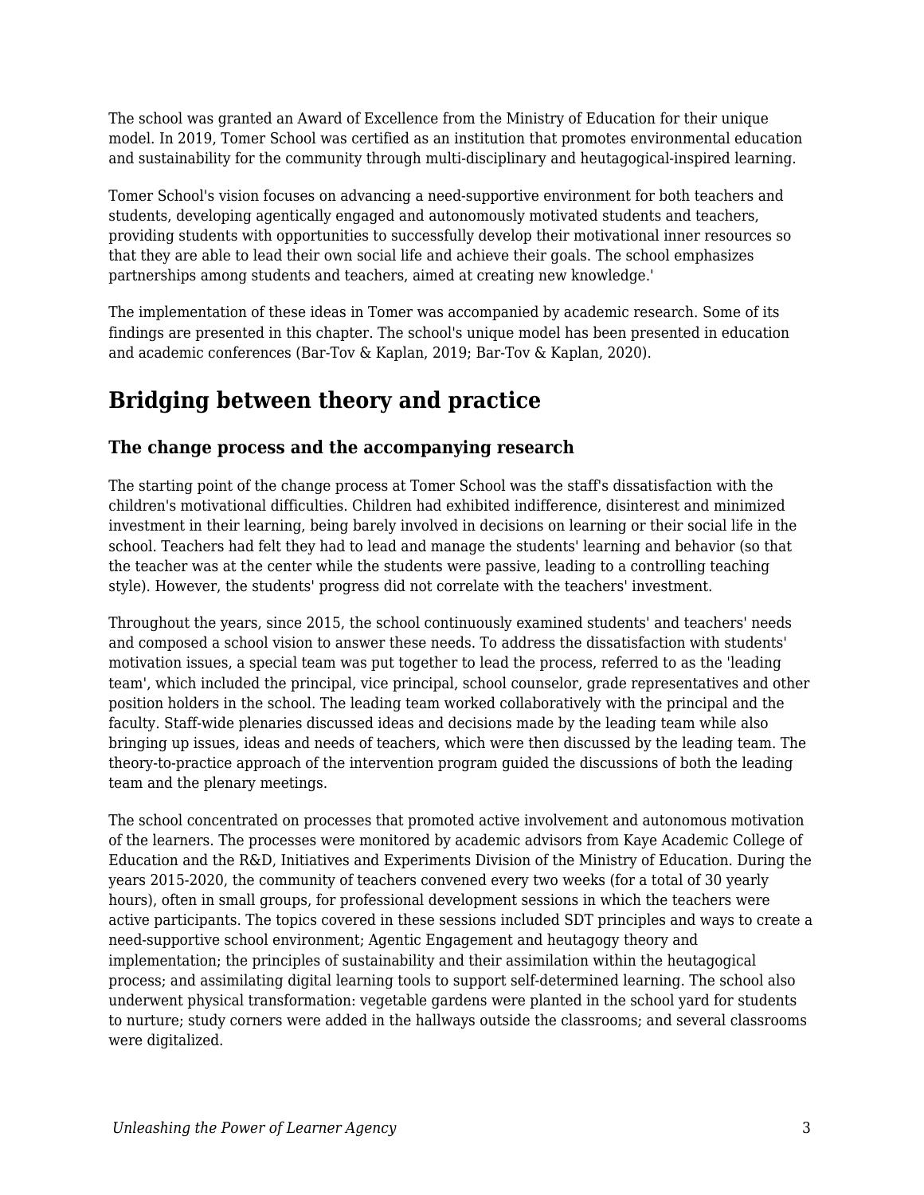The school was granted an Award of Excellence from the Ministry of Education for their unique model. In 2019, Tomer School was certified as an institution that promotes environmental education and sustainability for the community through multi-disciplinary and heutagogical-inspired learning.

Tomer School's vision focuses on advancing a need-supportive environment for both teachers and students, developing agentically engaged and autonomously motivated students and teachers, providing students with opportunities to successfully develop their motivational inner resources so that they are able to lead their own social life and achieve their goals. The school emphasizes partnerships among students and teachers, aimed at creating new knowledge.'

The implementation of these ideas in Tomer was accompanied by academic research. Some of its findings are presented in this chapter. The school's unique model has been presented in education and academic conferences (Bar-Tov & Kaplan, 2019; Bar-Tov & Kaplan, 2020).

## Bridging between theory and practice

### The change process and the accompanying research

The starting point of the change process at Tomer School was the staff's dissatisfaction with the children's motivational difficulties. Children had exhibited indifference, disinterest and minimized investment in their learning, being barely involved in decisions on learning or their social life in the school. Teachers had felt they had to lead and manage the students' learning and behavior (so that the teacher was at the center while the students were passive, leading to a controlling teaching style). However, the students' progress did not correlate with the teachers' investment.

Throughout the years, since 2015, the school continuously examined students' and teachers' needs and composed a school vision to answer these needs. To address the dissatisfaction with students' motivation issues, a special team was put together to lead the process, referred to as the 'leading team', which included the principal, vice principal, school counselor, grade representatives and other position holders in the school. The leading team worked collaboratively with the principal and the faculty. Staff-wide plenaries discussed ideas and decisions made by the leading team while also bringing up issues, ideas and needs of teachers, which were then discussed by the leading team. The theory-to-practice approach of the intervention program guided the discussions of both the leading team and the plenary meetings.

The school concentrated on processes that promoted active involvement and autonomous motivation of the learners. The processes were monitored by academic advisors from Kaye Academic College of Education and the R&D, Initiatives and Experiments Division of the Ministry of Education. During the years 2015-2020, the community of teachers convened every two weeks (for a total of 30 yearly hours), often in small groups, for professional development sessions in which the teachers were active participants. The topics covered in these sessions included SDT principles and ways to create a need-supportive school environment; Agentic Engagement and heutagogy theory and implementation; the principles of sustainability and their assimilation within the heutagogical process; and assimilating digital learning tools to support self-determined learning. The school also underwent physical transformation: vegetable gardens were planted in the school yard for students to nurture; study corners were added in the hallways outside the classrooms; and several classrooms were digitalized.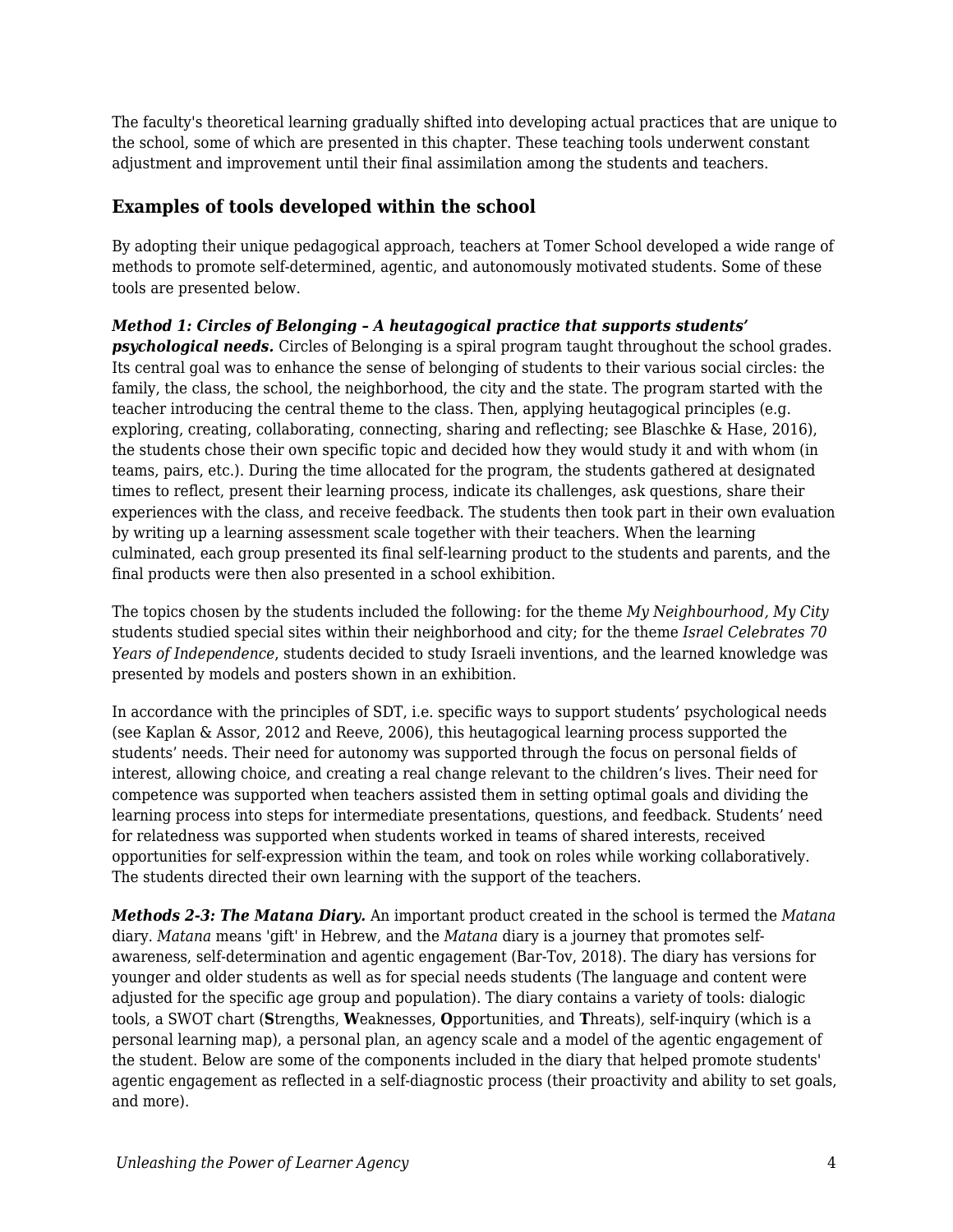The faculty's theoretical learning gradually shifted into developing actual practices that are unique to the school, some of which are presented in this chapter. These teaching tools underwent constant adjustment and improvement until their final assimilation among the students and teachers.

### Examples of tools developed within the school

By adopting their unique pedagogical approach, teachers at Tomer School developed a wide range of methods to promote self-determined, agentic, and autonomously motivated students. Some of these tools are presented below.

***Method 1: Circles of Belonging – A heutagogical practice that supports students' psychological needs.*** Circles of Belonging is a spiral program taught throughout the school grades. Its central goal was to enhance the sense of belonging of students to their various social circles: the family, the class, the school, the neighborhood, the city and the state. The program started with the teacher introducing the central theme to the class. Then, applying heutagogical principles (e.g. exploring, creating, collaborating, connecting, sharing and reflecting; see Blaschke & Hase, 2016), the students chose their own specific topic and decided how they would study it and with whom (in teams, pairs, etc.). During the time allocated for the program, the students gathered at designated times to reflect, present their learning process, indicate its challenges, ask questions, share their experiences with the class, and receive feedback. The students then took part in their own evaluation by writing up a learning assessment scale together with their teachers. When the learning culminated, each group presented its final self-learning product to the students and parents, and the final products were then also presented in a school exhibition.

The topics chosen by the students included the following: for the theme *My Neighbourhood, My City* students studied special sites within their neighborhood and city; for the theme *Israel Celebrates 70 Years of Independence*, students decided to study Israeli inventions, and the learned knowledge was presented by models and posters shown in an exhibition.

In accordance with the principles of SDT, i.e. specific ways to support students' psychological needs (see Kaplan & Assor, 2012 and Reeve, 2006), this heutagogical learning process supported the students' needs. Their need for autonomy was supported through the focus on personal fields of interest, allowing choice, and creating a real change relevant to the children's lives. Their need for competence was supported when teachers assisted them in setting optimal goals and dividing the learning process into steps for intermediate presentations, questions, and feedback. Students' need for relatedness was supported when students worked in teams of shared interests, received opportunities for self-expression within the team, and took on roles while working collaboratively. The students directed their own learning with the support of the teachers.

***Methods 2-3: The Matana Diary.*** An important product created in the school is termed the *Matana* diary. *Matana* means 'gift' in Hebrew, and the *Matana* diary is a journey that promotes self-awareness, self-determination and agentic engagement (Bar-Tov, 2018). The diary has versions for younger and older students as well as for special needs students (The language and content were adjusted for the specific age group and population). The diary contains a variety of tools: dialogic tools, a SWOT chart (**S**trengths, **W**eaknesses, **O**pportunities, and **T**hreats), self-inquiry (which is a personal learning map), a personal plan, an agency scale and a model of the agentic engagement of the student. Below are some of the components included in the diary that helped promote students' agentic engagement as reflected in a self-diagnostic process (their proactivity and ability to set goals, and more).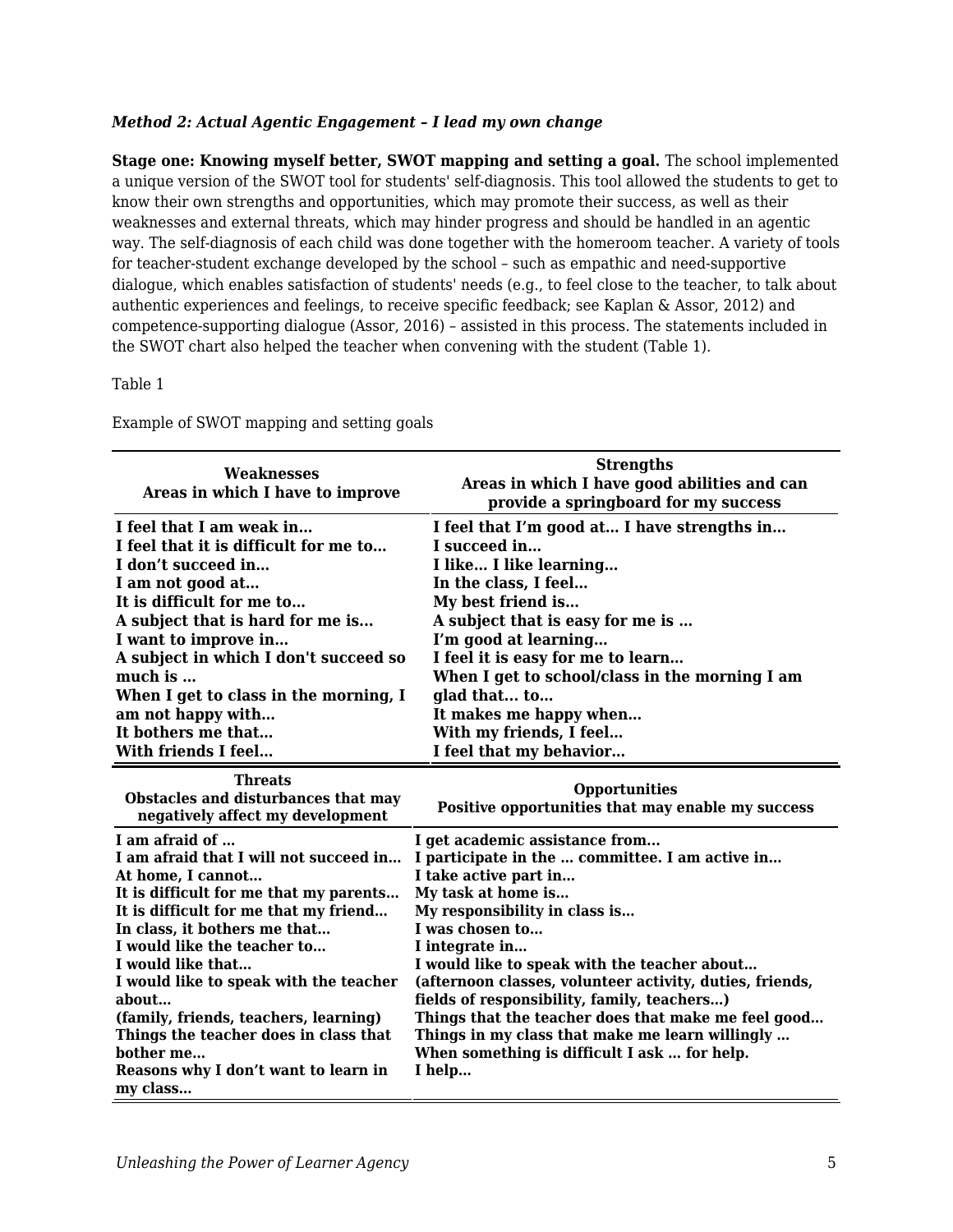*Method 2: Actual Agentic Engagement – I lead my own change*

**Stage one: Knowing myself better, SWOT mapping and setting a goal.** The school implemented a unique version of the SWOT tool for students' self-diagnosis. This tool allowed the students to get to know their own strengths and opportunities, which may promote their success, as well as their weaknesses and external threats, which may hinder progress and should be handled in an agentic way. The self-diagnosis of each child was done together with the homeroom teacher. A variety of tools for teacher-student exchange developed by the school – such as empathic and need-supportive dialogue, which enables satisfaction of students' needs (e.g., to feel close to the teacher, to talk about authentic experiences and feelings, to receive specific feedback; see Kaplan & Assor, 2012) and competence-supporting dialogue (Assor, 2016) – assisted in this process. The statements included in the SWOT chart also helped the teacher when convening with the student (Table 1).

Table 1

Example of SWOT mapping and setting goals

| **Weaknesses**<br>**Areas in which I have to improve** | **Strengths**<br>**Areas in which I have good abilities and can provide a springboard for my success** |
|---|---|
| **I feel that I am weak in…**<br>**I feel that it is difficult for me to…**<br>**I don't succeed in…**<br>**I am not good at…**<br>**It is difficult for me to…**<br>**A subject that is hard for me is…**<br>**I want to improve in…**<br>**A subject in which I don't succeed so much is …**<br>**When I get to class in the morning, I am not happy with…**<br>**It bothers me that…**<br>**With friends I feel…** | **I feel that I'm good at… I have strengths in…**<br>**I succeed in…**<br>**I like… I like learning…**<br>**In the class, I feel…**<br>**My best friend is…**<br>**A subject that is easy for me is …**<br>**I'm good at learning…**<br>**I feel it is easy for me to learn…**<br>**When I get to school/class in the morning I am glad that… to…**<br>**It makes me happy when…**<br>**With my friends, I feel…**<br>**I feel that my behavior…** |
| **Threats**<br>**Obstacles and disturbances that may negatively affect my development** | **Opportunities**<br>**Positive opportunities that may enable my success** |
| **I am afraid of …**<br>**I am afraid that I will not succeed in…**<br>**At home, I cannot…**<br>**It is difficult for me that my parents…**<br>**It is difficult for me that my friend…**<br>**In class, it bothers me that…**<br>**I would like the teacher to…**<br>**I would like that…**<br>**I would like to speak with the teacher about…**<br>**(family, friends, teachers, learning)**<br>**Things the teacher does in class that bother me…**<br>**Reasons why I don't want to learn in my class…** | **I get academic assistance from…**<br>**I participate in the … committee. I am active in…**<br>**I take active part in…**<br>**My task at home is…**<br>**My responsibility in class is…**<br>**I was chosen to…**<br>**I integrate in…**<br>**I would like to speak with the teacher about…**<br>**(afternoon classes, volunteer activity, duties, friends, fields of responsibility, family, teachers…)**<br>**Things that the teacher does that make me feel good…**<br>**Things in my class that make me learn willingly …**<br>**When something is difficult I ask … for help.**<br>**I help…** |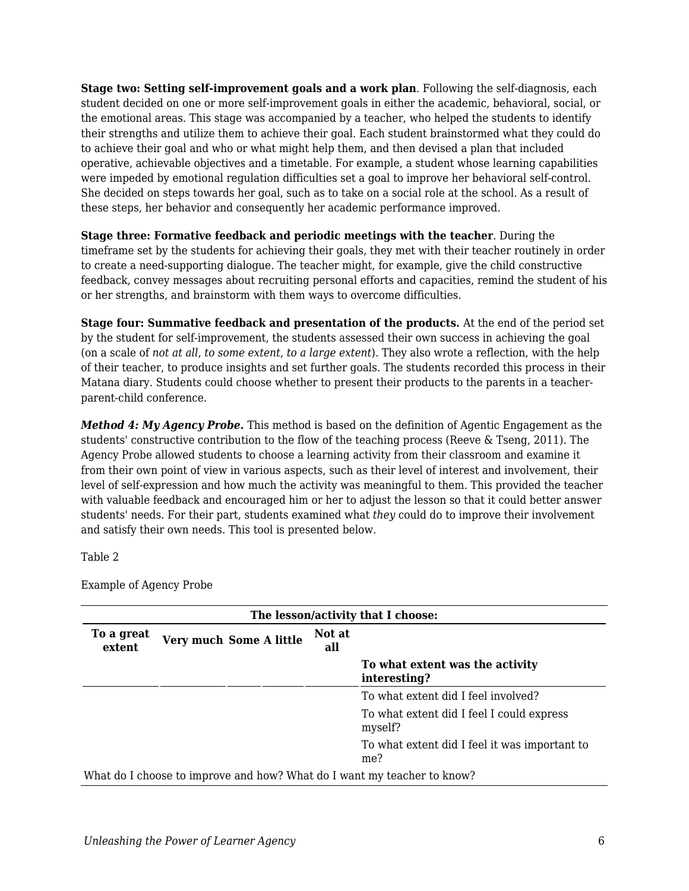**Stage two: Setting self-improvement goals and a work plan**. Following the self-diagnosis, each student decided on one or more self-improvement goals in either the academic, behavioral, social, or the emotional areas. This stage was accompanied by a teacher, who helped the students to identify their strengths and utilize them to achieve their goal. Each student brainstormed what they could do to achieve their goal and who or what might help them, and then devised a plan that included operative, achievable objectives and a timetable. For example, a student whose learning capabilities were impeded by emotional regulation difficulties set a goal to improve her behavioral self-control. She decided on steps towards her goal, such as to take on a social role at the school. As a result of these steps, her behavior and consequently her academic performance improved.

**Stage three: Formative feedback and periodic meetings with the teacher**. During the timeframe set by the students for achieving their goals, they met with their teacher routinely in order to create a need-supporting dialogue. The teacher might, for example, give the child constructive feedback, convey messages about recruiting personal efforts and capacities, remind the student of his or her strengths, and brainstorm with them ways to overcome difficulties.

**Stage four: Summative feedback and presentation of the products.** At the end of the period set by the student for self-improvement, the students assessed their own success in achieving the goal (on a scale of *not at all*, *to some extent*, *to a large extent*). They also wrote a reflection, with the help of their teacher, to produce insights and set further goals. The students recorded this process in their Matana diary. Students could choose whether to present their products to the parents in a teacher-parent-child conference.

***Method 4: My Agency Probe.*** This method is based on the definition of Agentic Engagement as the students' constructive contribution to the flow of the teaching process (Reeve & Tseng, 2011). The Agency Probe allowed students to choose a learning activity from their classroom and examine it from their own point of view in various aspects, such as their level of interest and involvement, their level of self-expression and how much the activity was meaningful to them. This provided the teacher with valuable feedback and encouraged him or her to adjust the lesson so that it could better answer students' needs. For their part, students examined what *they* could do to improve their involvement and satisfy their own needs. This tool is presented below.

Table 2

Example of Agency Probe

| The lesson/activity that I choose: | | | | | |
|---|---|---|---|---|---|
| **To a great extent** | **Very much** | **Some** | **A little** | **Not at all** | |
| | | | | | **To what extent was the activity interesting?** |
| | | | | | To what extent did I feel involved? |
| | | | | | To what extent did I feel I could express myself? |
| | | | | | To what extent did I feel it was important to me? |
| What do I choose to improve and how? What do I want my teacher to know? | | | | | |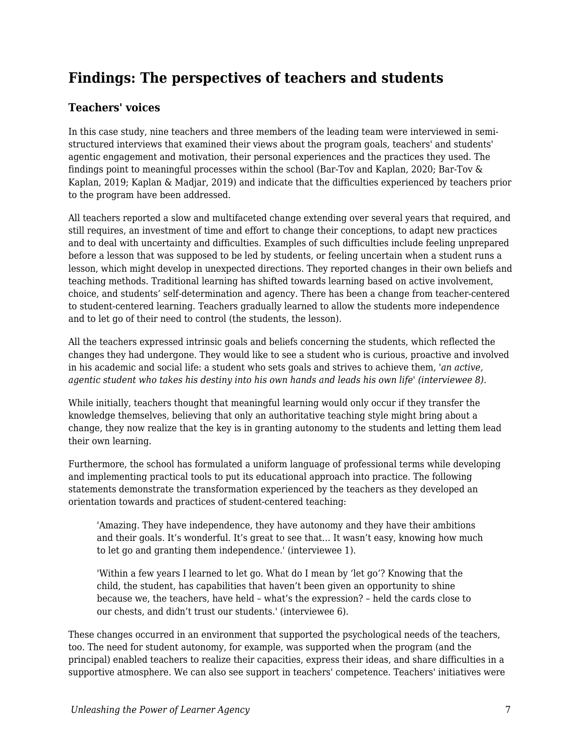## Findings: The perspectives of teachers and students

### Teachers' voices

In this case study, nine teachers and three members of the leading team were interviewed in semi-structured interviews that examined their views about the program goals, teachers' and students' agentic engagement and motivation, their personal experiences and the practices they used. The findings point to meaningful processes within the school (Bar-Tov and Kaplan, 2020; Bar-Tov & Kaplan, 2019; Kaplan & Madjar, 2019) and indicate that the difficulties experienced by teachers prior to the program have been addressed.

All teachers reported a slow and multifaceted change extending over several years that required, and still requires, an investment of time and effort to change their conceptions, to adapt new practices and to deal with uncertainty and difficulties. Examples of such difficulties include feeling unprepared before a lesson that was supposed to be led by students, or feeling uncertain when a student runs a lesson, which might develop in unexpected directions. They reported changes in their own beliefs and teaching methods. Traditional learning has shifted towards learning based on active involvement, choice, and students' self-determination and agency. There has been a change from teacher-centered to student-centered learning. Teachers gradually learned to allow the students more independence and to let go of their need to control (the students, the lesson).

All the teachers expressed intrinsic goals and beliefs concerning the students, which reflected the changes they had undergone. They would like to see a student who is curious, proactive and involved in his academic and social life: a student who sets goals and strives to achieve them, '*an active, agentic student who takes his destiny into his own hands and leads his own life*' *(interviewee 8).*

While initially, teachers thought that meaningful learning would only occur if they transfer the knowledge themselves, believing that only an authoritative teaching style might bring about a change, they now realize that the key is in granting autonomy to the students and letting them lead their own learning.

Furthermore, the school has formulated a uniform language of professional terms while developing and implementing practical tools to put its educational approach into practice. The following statements demonstrate the transformation experienced by the teachers as they developed an orientation towards and practices of student-centered teaching:

> 'Amazing. They have independence, they have autonomy and they have their ambitions and their goals. It's wonderful. It's great to see that… It wasn't easy, knowing how much to let go and granting them independence.' (interviewee 1).

> 'Within a few years I learned to let go. What do I mean by 'let go'? Knowing that the child, the student, has capabilities that haven't been given an opportunity to shine because we, the teachers, have held – what's the expression? – held the cards close to our chests, and didn't trust our students.' (interviewee 6).

These changes occurred in an environment that supported the psychological needs of the teachers, too. The need for student autonomy, for example, was supported when the program (and the principal) enabled teachers to realize their capacities, express their ideas, and share difficulties in a supportive atmosphere. We can also see support in teachers' competence. Teachers' initiatives were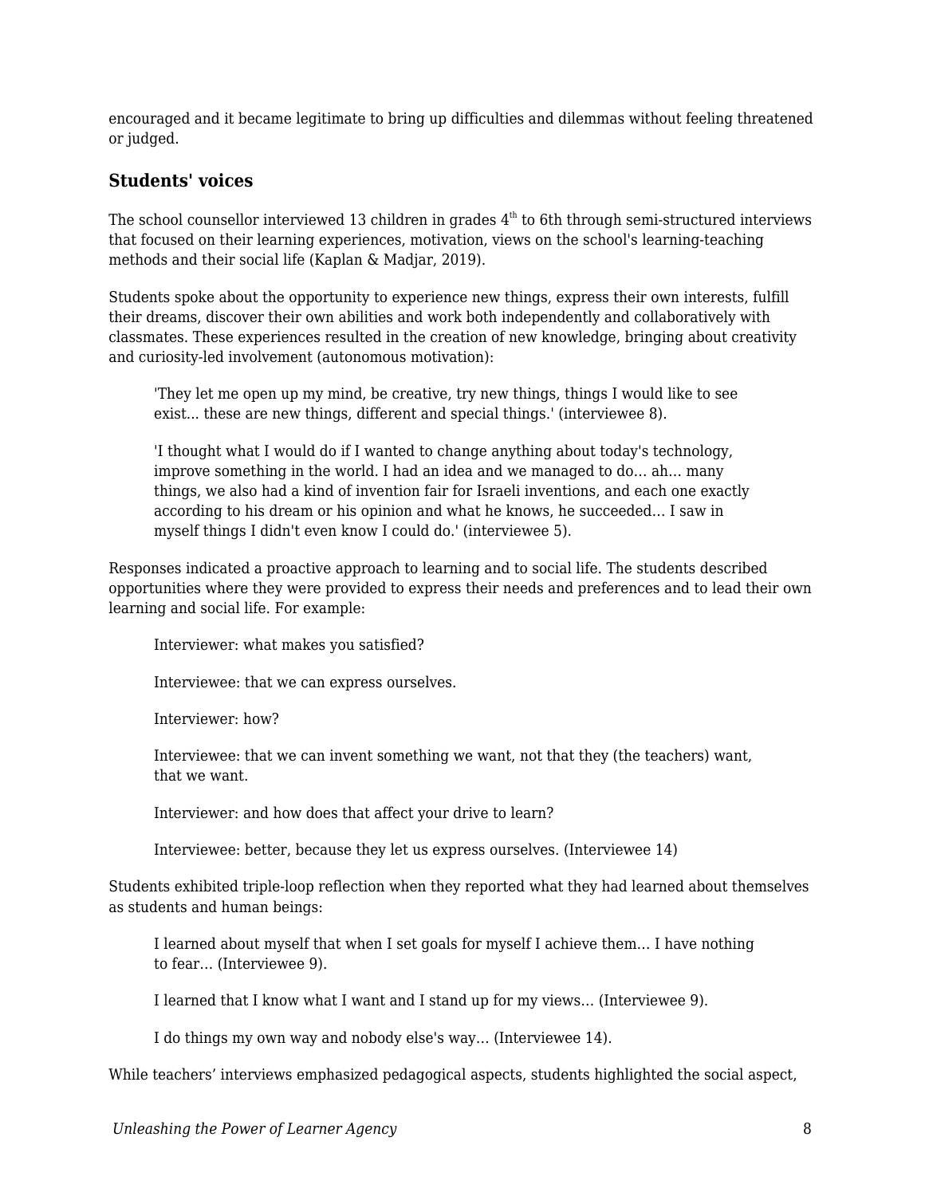encouraged and it became legitimate to bring up difficulties and dilemmas without feeling threatened or judged.

### Students' voices

The school counsellor interviewed 13 children in grades 4th to 6th through semi-structured interviews that focused on their learning experiences, motivation, views on the school's learning-teaching methods and their social life (Kaplan & Madjar, 2019).

Students spoke about the opportunity to experience new things, express their own interests, fulfill their dreams, discover their own abilities and work both independently and collaboratively with classmates. These experiences resulted in the creation of new knowledge, bringing about creativity and curiosity-led involvement (autonomous motivation):

> 'They let me open up my mind, be creative, try new things, things I would like to see exist... these are new things, different and special things.' (interviewee 8).

> 'I thought what I would do if I wanted to change anything about today's technology, improve something in the world. I had an idea and we managed to do… ah… many things, we also had a kind of invention fair for Israeli inventions, and each one exactly according to his dream or his opinion and what he knows, he succeeded… I saw in myself things I didn't even know I could do.' (interviewee 5).

Responses indicated a proactive approach to learning and to social life. The students described opportunities where they were provided to express their needs and preferences and to lead their own learning and social life. For example:

> Interviewer: what makes you satisfied?
>
> Interviewee: that we can express ourselves.
>
> Interviewer: how?
>
> Interviewee: that we can invent something we want, not that they (the teachers) want, that we want.
>
> Interviewer: and how does that affect your drive to learn?
>
> Interviewee: better, because they let us express ourselves. (Interviewee 14)

Students exhibited triple-loop reflection when they reported what they had learned about themselves as students and human beings:

> I learned about myself that when I set goals for myself I achieve them… I have nothing to fear… (Interviewee 9).

> I learned that I know what I want and I stand up for my views… (Interviewee 9).

> I do things my own way and nobody else's way… (Interviewee 14).

While teachers' interviews emphasized pedagogical aspects, students highlighted the social aspect,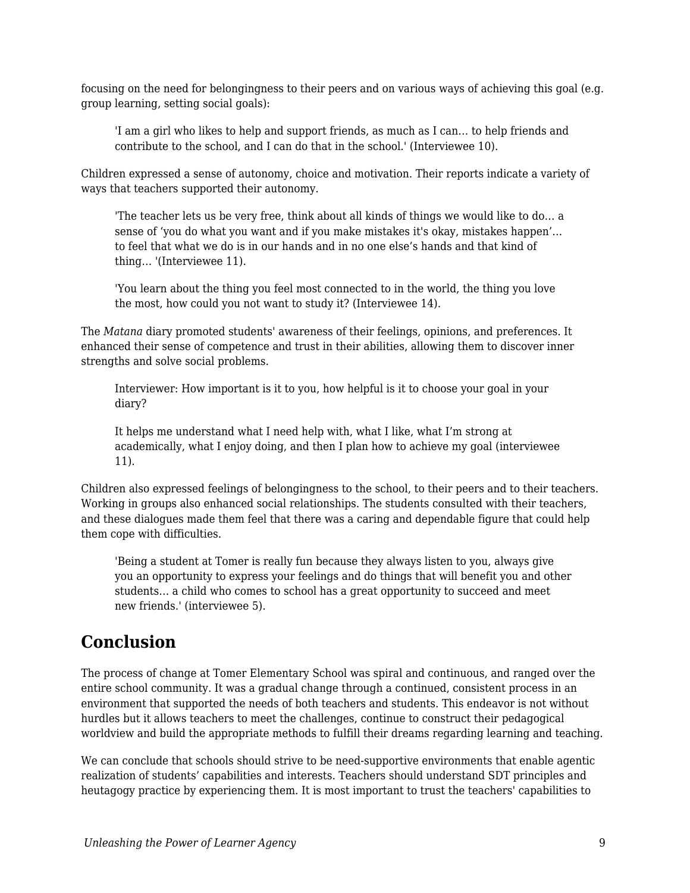focusing on the need for belongingness to their peers and on various ways of achieving this goal (e.g. group learning, setting social goals):

> 'I am a girl who likes to help and support friends, as much as I can… to help friends and contribute to the school, and I can do that in the school.' (Interviewee 10).

Children expressed a sense of autonomy, choice and motivation. Their reports indicate a variety of ways that teachers supported their autonomy.

> 'The teacher lets us be very free, think about all kinds of things we would like to do… a sense of 'you do what you want and if you make mistakes it's okay, mistakes happen'… to feel that what we do is in our hands and in no one else's hands and that kind of thing… '(Interviewee 11).

> 'You learn about the thing you feel most connected to in the world, the thing you love the most, how could you not want to study it? (Interviewee 14).

The *Matana* diary promoted students' awareness of their feelings, opinions, and preferences. It enhanced their sense of competence and trust in their abilities, allowing them to discover inner strengths and solve social problems.

> Interviewer: How important is it to you, how helpful is it to choose your goal in your diary?
>
> It helps me understand what I need help with, what I like, what I'm strong at academically, what I enjoy doing, and then I plan how to achieve my goal (interviewee 11).

Children also expressed feelings of belongingness to the school, to their peers and to their teachers. Working in groups also enhanced social relationships. The students consulted with their teachers, and these dialogues made them feel that there was a caring and dependable figure that could help them cope with difficulties.

> 'Being a student at Tomer is really fun because they always listen to you, always give you an opportunity to express your feelings and do things that will benefit you and other students… a child who comes to school has a great opportunity to succeed and meet new friends.' (interviewee 5).

## Conclusion

The process of change at Tomer Elementary School was spiral and continuous, and ranged over the entire school community. It was a gradual change through a continued, consistent process in an environment that supported the needs of both teachers and students. This endeavor is not without hurdles but it allows teachers to meet the challenges, continue to construct their pedagogical worldview and build the appropriate methods to fulfill their dreams regarding learning and teaching.

We can conclude that schools should strive to be need-supportive environments that enable agentic realization of students' capabilities and interests. Teachers should understand SDT principles and heutagogy practice by experiencing them. It is most important to trust the teachers' capabilities to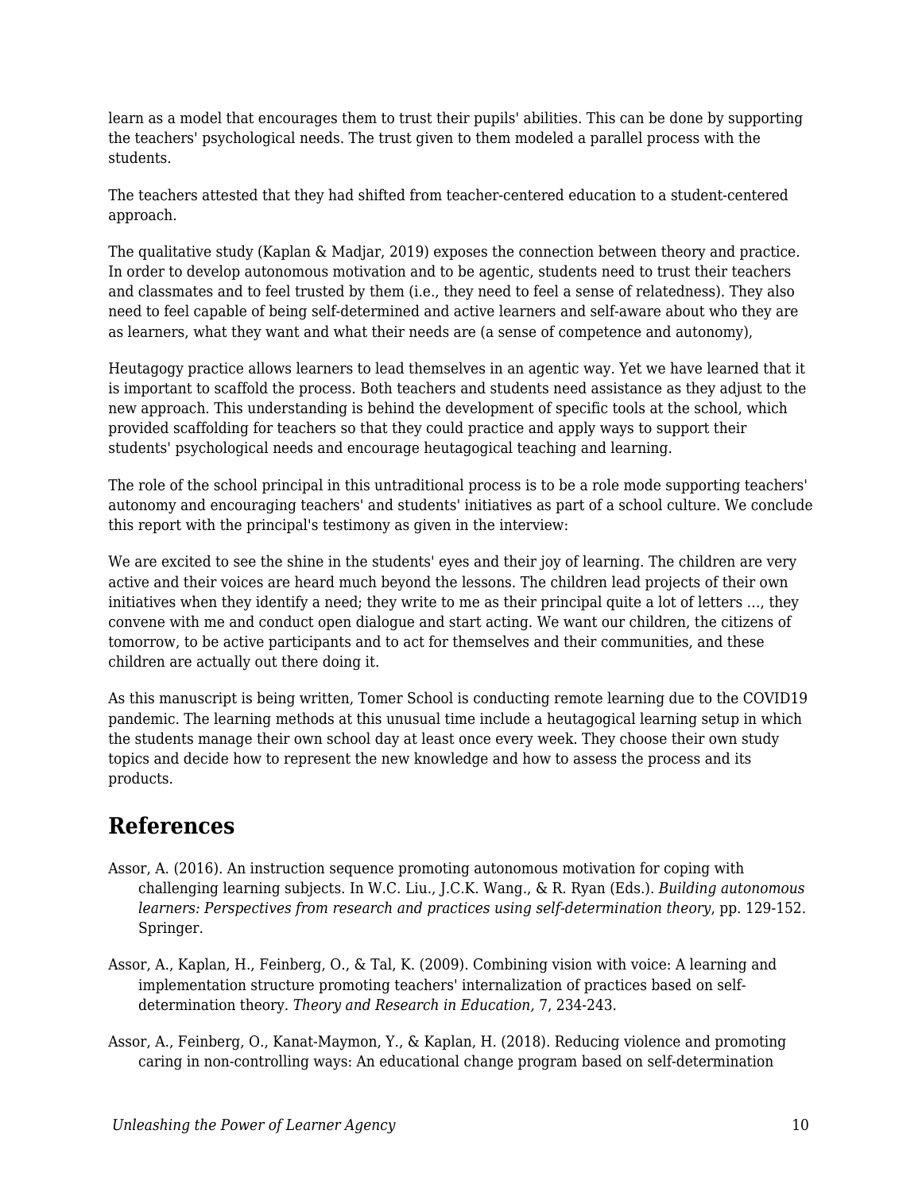learn as a model that encourages them to trust their pupils' abilities. This can be done by supporting the teachers' psychological needs. The trust given to them modeled a parallel process with the students.

The teachers attested that they had shifted from teacher-centered education to a student-centered approach.

The qualitative study (Kaplan & Madjar, 2019) exposes the connection between theory and practice. In order to develop autonomous motivation and to be agentic, students need to trust their teachers and classmates and to feel trusted by them (i.e., they need to feel a sense of relatedness). They also need to feel capable of being self-determined and active learners and self-aware about who they are as learners, what they want and what their needs are (a sense of competence and autonomy),

Heutagogy practice allows learners to lead themselves in an agentic way. Yet we have learned that it is important to scaffold the process. Both teachers and students need assistance as they adjust to the new approach. This understanding is behind the development of specific tools at the school, which provided scaffolding for teachers so that they could practice and apply ways to support their students' psychological needs and encourage heutagogical teaching and learning.

The role of the school principal in this untraditional process is to be a role mode supporting teachers' autonomy and encouraging teachers' and students' initiatives as part of a school culture. We conclude this report with the principal's testimony as given in the interview:

We are excited to see the shine in the students' eyes and their joy of learning. The children are very active and their voices are heard much beyond the lessons. The children lead projects of their own initiatives when they identify a need; they write to me as their principal quite a lot of letters …, they convene with me and conduct open dialogue and start acting. We want our children, the citizens of tomorrow, to be active participants and to act for themselves and their communities, and these children are actually out there doing it.

As this manuscript is being written, Tomer School is conducting remote learning due to the COVID19 pandemic. The learning methods at this unusual time include a heutagogical learning setup in which the students manage their own school day at least once every week. They choose their own study topics and decide how to represent the new knowledge and how to assess the process and its products.

## References

Assor, A. (2016). An instruction sequence promoting autonomous motivation for coping with challenging learning subjects. In W.C. Liu., J.C.K. Wang., & R. Ryan (Eds.). *Building autonomous learners: Perspectives from research and practices using self-determination theory*, pp. 129-152. Springer.

Assor, A., Kaplan, H., Feinberg, O., & Tal, K. (2009). Combining vision with voice: A learning and implementation structure promoting teachers' internalization of practices based on self-determination theory. *Theory and Research in Education,* 7, 234-243.

Assor, A., Feinberg, O., Kanat-Maymon, Y., & Kaplan, H. (2018). Reducing violence and promoting caring in non-controlling ways: An educational change program based on self-determination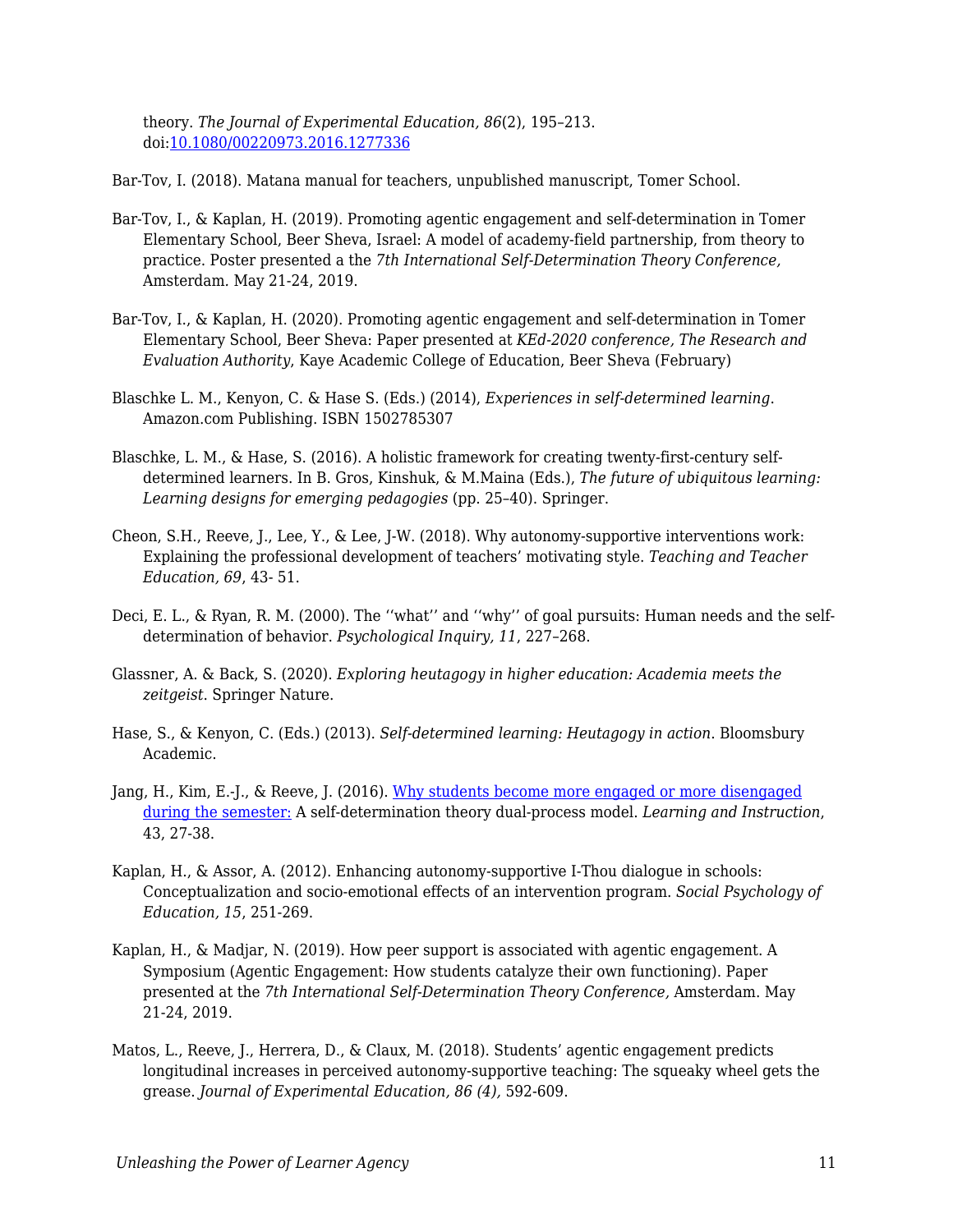theory. *The Journal of Experimental Education, 86*(2), 195–213. doi:[10.1080/00220973.2016.1277336](https://doi.org/10.1080/00220973.2016.1277336)

Bar-Tov, I. (2018). Matana manual for teachers, unpublished manuscript, Tomer School.

Bar-Tov, I., & Kaplan, H. (2019). Promoting agentic engagement and self-determination in Tomer Elementary School, Beer Sheva, Israel: A model of academy-field partnership, from theory to practice. Poster presented a the *7th International Self-Determination Theory Conference,* Amsterdam. May 21-24, 2019.

Bar-Tov, I., & Kaplan, H. (2020). Promoting agentic engagement and self-determination in Tomer Elementary School, Beer Sheva: Paper presented at *KEd-2020 conference, The Research and Evaluation Authority*, Kaye Academic College of Education, Beer Sheva (February)

Blaschke L. M., Kenyon, C. & Hase S. (Eds.) (2014), *Experiences in self-determined learning*. Amazon.com Publishing. ISBN 1502785307

Blaschke, L. M., & Hase, S. (2016). A holistic framework for creating twenty-first-century self-determined learners. In B. Gros, Kinshuk, & M.Maina (Eds.), *The future of ubiquitous learning: Learning designs for emerging pedagogies* (pp. 25–40). Springer.

Cheon, S.H., Reeve, J., Lee, Y., & Lee, J-W. (2018). Why autonomy-supportive interventions work: Explaining the professional development of teachers' motivating style. *Teaching and Teacher Education, 69*, 43- 51.

Deci, E. L., & Ryan, R. M. (2000). The ''what'' and ''why'' of goal pursuits: Human needs and the self-determination of behavior. *Psychological Inquiry, 11*, 227–268.

Glassner, A. & Back, S. (2020). *Exploring heutagogy in higher education: Academia meets the zeitgeist*. Springer Nature.

Hase, S., & Kenyon, C. (Eds.) (2013). *Self-determined learning: Heutagogy in action*. Bloomsbury Academic.

Jang, H., Kim, E.-J., & Reeve, J. (2016). Why students become more engaged or more disengaged during the semester: A self-determination theory dual-process model. *Learning and Instruction*, 43, 27-38.

Kaplan, H., & Assor, A. (2012). Enhancing autonomy-supportive I-Thou dialogue in schools: Conceptualization and socio-emotional effects of an intervention program. *Social Psychology of Education, 15*, 251-269.

Kaplan, H., & Madjar, N. (2019). How peer support is associated with agentic engagement. A Symposium (Agentic Engagement: How students catalyze their own functioning). Paper presented at the *7th International Self-Determination Theory Conference,* Amsterdam. May 21-24, 2019.

Matos, L., Reeve, J., Herrera, D., & Claux, M. (2018). Students' agentic engagement predicts longitudinal increases in perceived autonomy-supportive teaching: The squeaky wheel gets the grease. *Journal of Experimental Education, 86 (4),* 592-609.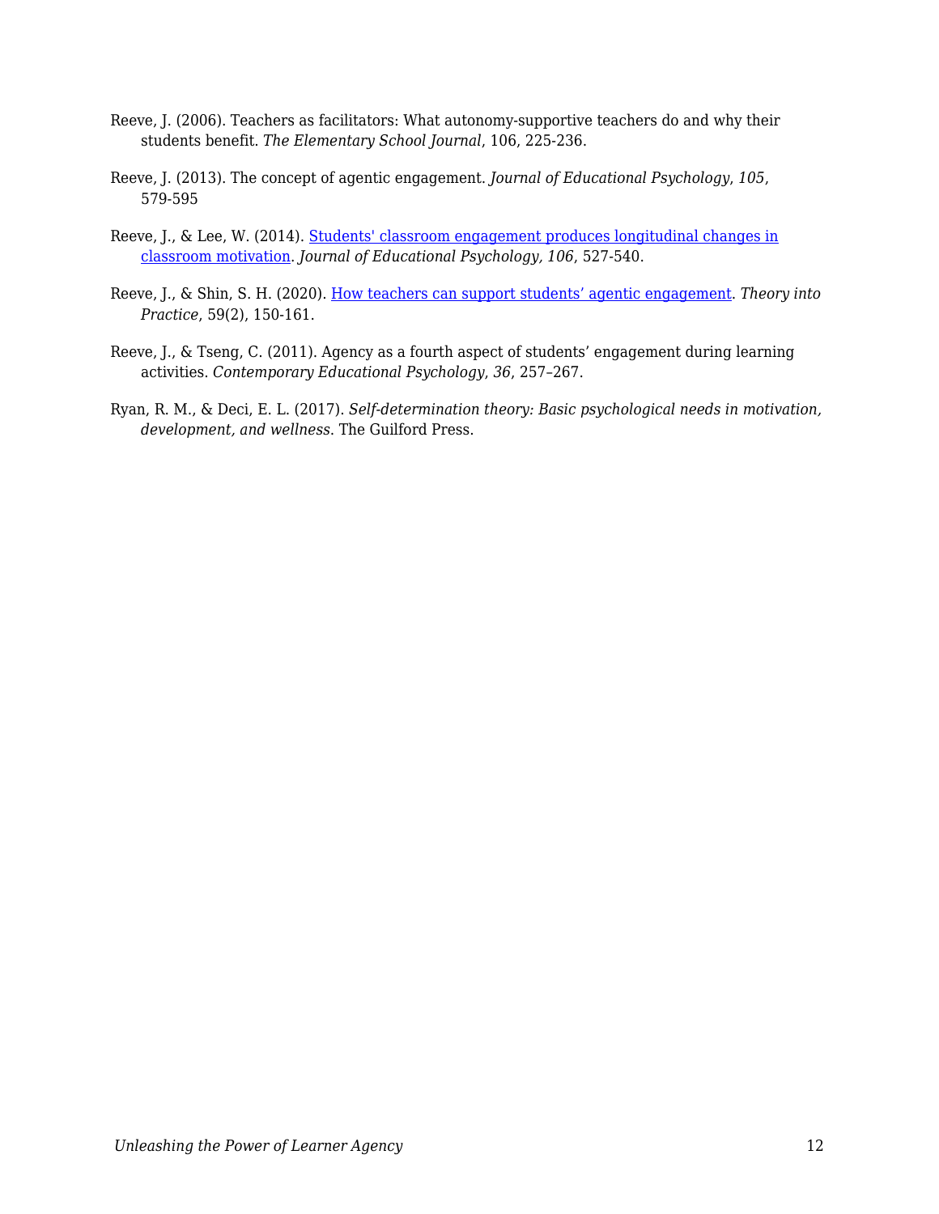Reeve, J. (2006). Teachers as facilitators: What autonomy-supportive teachers do and why their students benefit. *The Elementary School Journal*, 106, 225-236.

Reeve, J. (2013). The concept of agentic engagement. *Journal of Educational Psychology*, *105*, 579-595

Reeve, J., & Lee, W. (2014). [Students' classroom engagement produces longitudinal changes in classroom motivation](). *Journal of Educational Psychology, 106*, 527-540.

Reeve, J., & Shin, S. H. (2020). [How teachers can support students' agentic engagement](). *Theory into Practice*, 59(2), 150-161.

Reeve, J., & Tseng, C. (2011). Agency as a fourth aspect of students' engagement during learning activities. *Contemporary Educational Psychology*, *36*, 257–267.

Ryan, R. M., & Deci, E. L. (2017). *Self-determination theory: Basic psychological needs in motivation, development, and wellness*. The Guilford Press.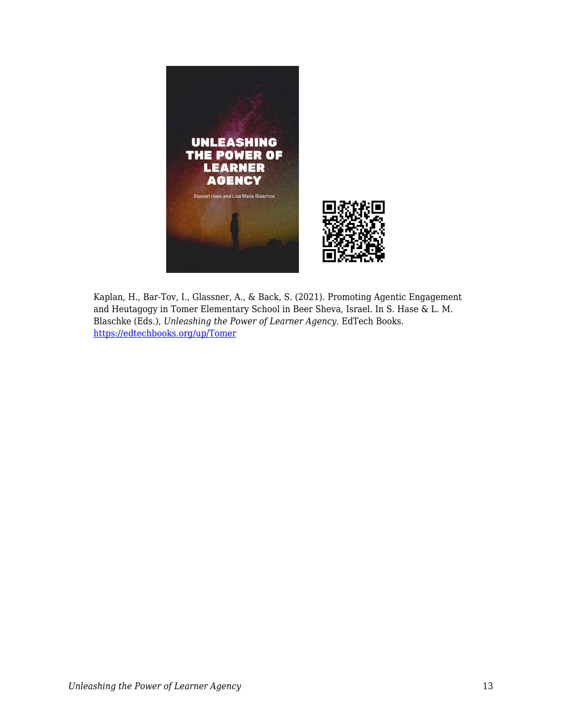Kaplan, H., Bar-Tov, I., Glassner, A., & Back, S. (2021). Promoting Agentic Engagement and Heutagogy in Tomer Elementary School in Beer Sheva, Israel. In S. Hase & L. M. Blaschke (Eds.), *Unleashing the Power of Learner Agency*. EdTech Books. [https://edtechbooks.org/up/Tomer](https://edtechbooks.org/up/Tomer)